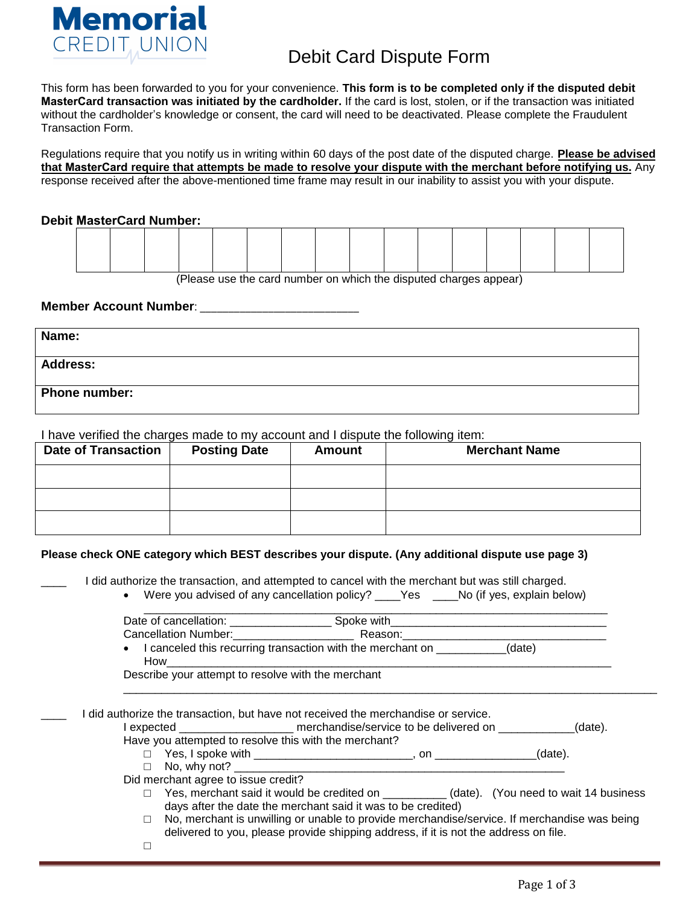Memorial CREDIT UNION

# Debit Card Dispute Form

This form has been forwarded to you for your convenience. **This form is to be completed only if the disputed debit MasterCard transaction was initiated by the cardholder.** If the card is lost, stolen, or if the transaction was initiated without the cardholder's knowledge or consent, the card will need to be deactivated. Please complete the Fraudulent Transaction Form.

Regulations require that you notify us in writing within 60 days of the post date of the disputed charge. **Please be advised that MasterCard require that attempts be made to resolve your dispute with the merchant before notifying us.** Any response received after the above-mentioned time frame may result in our inability to assist you with your dispute.

**Debit MasterCard Number:**

| | | | | | | | | | | | | | | | |
|---|---|---|---|---|---|---|---|---|---|---|---|---|---|---|---|
| | | | | | | | | | | | | | | | |

(Please use the card number on which the disputed charges appear)

**Member Account Number**: ________________________

| **Name:** |
|---|
| **Address:** |
| **Phone number:** |

I have verified the charges made to my account and I dispute the following item:

| Date of Transaction | Posting Date | Amount | Merchant Name |
|---|---|---|---|
| | | | |
| | | | |
| | | | |

**Please check ONE category which BEST describes your dispute. (Any additional dispute use page 3)**

____ I did authorize the transaction, and attempted to cancel with the merchant but was still charged.

- Were you advised of any cancellation policy? ____Yes ____No (if yes, explain below)

______________________________________________________________________

Date of cancellation: ________________ Spoke with__________________________________

Cancellation Number:___________________ Reason:________________________________

- I canceled this recurring transaction with the merchant on ___________(date)
  How_________________________________________________________________________

Describe your attempt to resolve with the merchant

______________________________________________________________________

____ I did authorize the transaction, but have not received the merchandise or service.

I expected _________________ merchandise/service to be delivered on ____________(date).

Have you attempted to resolve this with the merchant?

- ☐ Yes, I spoke with _________________________, on ________________(date).
- ☐ No, why not? ____________________________________________________

Did merchant agree to issue credit?

- ☐ Yes, merchant said it would be credited on __________ (date). (You need to wait 14 business days after the date the merchant said it was to be credited)
- ☐ No, merchant is unwilling or unable to provide merchandise/service. If merchandise was being delivered to you, please provide shipping address, if it is not the address on file.
- ☐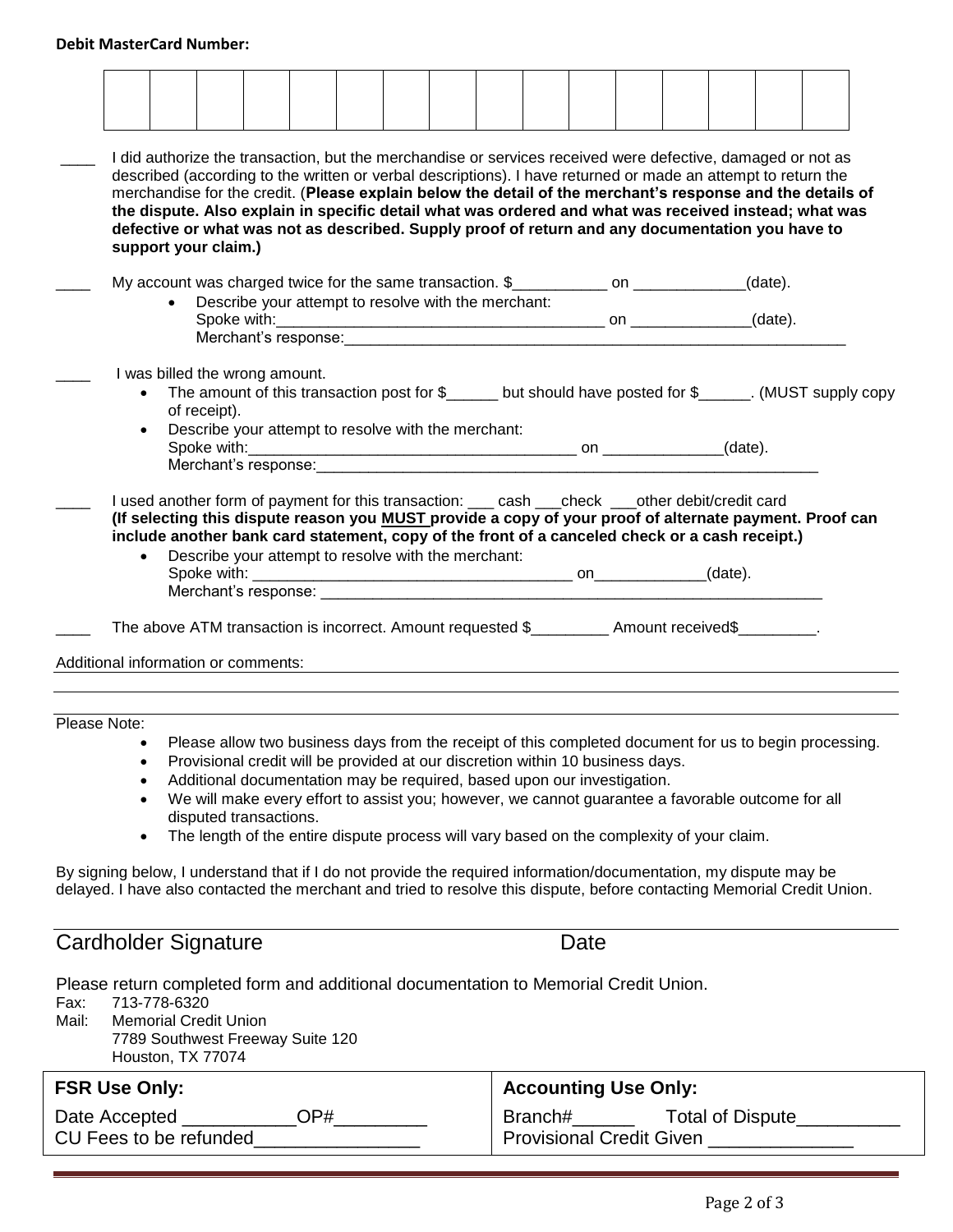**Debit MasterCard Number:**

| | | | | | | | | | | | | | | | |
|---|---|---|---|---|---|---|---|---|---|---|---|---|---|---|---|
| | | | | | | | | | | | | | | | |

____ I did authorize the transaction, but the merchandise or services received were defective, damaged or not as described (according to the written or verbal descriptions). I have returned or made an attempt to return the merchandise for the credit. (**Please explain below the detail of the merchant's response and the details of the dispute. Also explain in specific detail what was ordered and what was received instead; what was defective or what was not as described. Supply proof of return and any documentation you have to support your claim.)**

____ My account was charged twice for the same transaction. $___________ on _____________(date).

- Describe your attempt to resolve with the merchant:
  Spoke with:______________________________________ on ______________(date).
  Merchant's response:_____________________________________________________________

____ I was billed the wrong amount.

- The amount of this transaction post for $______ but should have posted for $______. (MUST supply copy of receipt).
- Describe your attempt to resolve with the merchant:
  Spoke with:______________________________________ on ______________(date).
  Merchant's response:_____________________________________________________________

____ I used another form of payment for this transaction: ___ cash ___check ___other debit/credit card
**(If selecting this dispute reason you MUST provide a copy of your proof of alternate payment. Proof can include another bank card statement, copy of the front of a canceled check or a cash receipt.)**

- Describe your attempt to resolve with the merchant:
  Spoke with: _____________________________________ on_____________(date).
  Merchant's response: ____________________________________________________________

____ The above ATM transaction is incorrect. Amount requested $_________ Amount received$_________.

Additional information or comments: ________________________________________________________

______________________________________________________________________________

Please Note:

- Please allow two business days from the receipt of this completed document for us to begin processing.
- Provisional credit will be provided at our discretion within 10 business days.
- Additional documentation may be required, based upon our investigation.
- We will make every effort to assist you; however, we cannot guarantee a favorable outcome for all disputed transactions.
- The length of the entire dispute process will vary based on the complexity of your claim.

By signing below, I understand that if I do not provide the required information/documentation, my dispute may be delayed. I have also contacted the merchant and tried to resolve this dispute, before contacting Memorial Credit Union.

______________________________________________________________________________
Cardholder Signature                                        Date

Please return completed form and additional documentation to Memorial Credit Union.
Fax: 713-778-6320
Mail: Memorial Credit Union
7789 Southwest Freeway Suite 120
Houston, TX 77074

| **FSR Use Only:** | **Accounting Use Only:** |
|---|---|
| Date Accepted ___________OP#_________ | Branch#______ Total of Dispute__________ |
| CU Fees to be refunded________________ | Provisional Credit Given ______________ |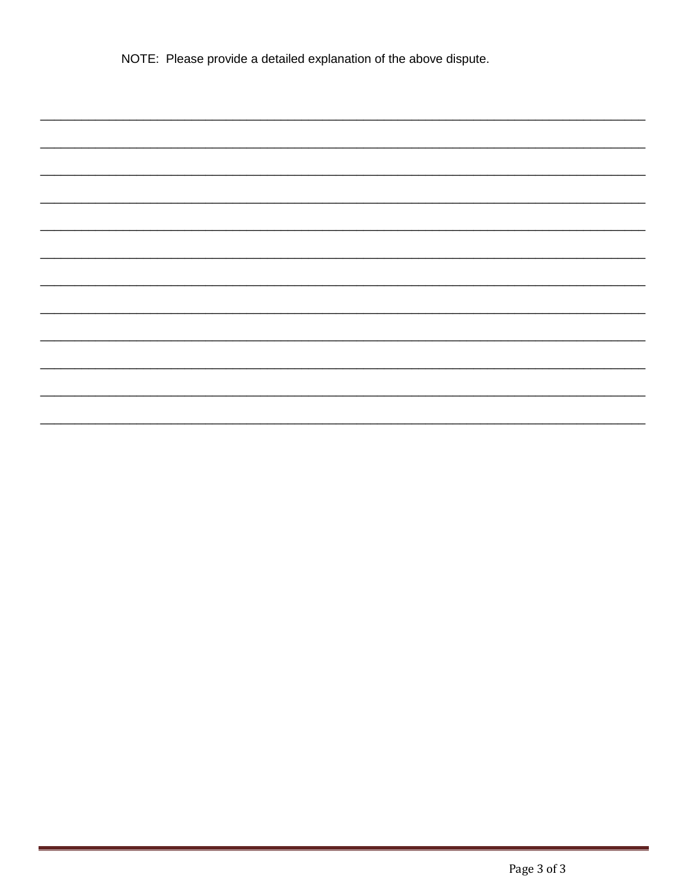NOTE: Please provide a detailed explanation of the above dispute.

______________________________________________________________________________

______________________________________________________________________________

______________________________________________________________________________

______________________________________________________________________________

______________________________________________________________________________

______________________________________________________________________________

______________________________________________________________________________

______________________________________________________________________________

______________________________________________________________________________

______________________________________________________________________________

______________________________________________________________________________

______________________________________________________________________________